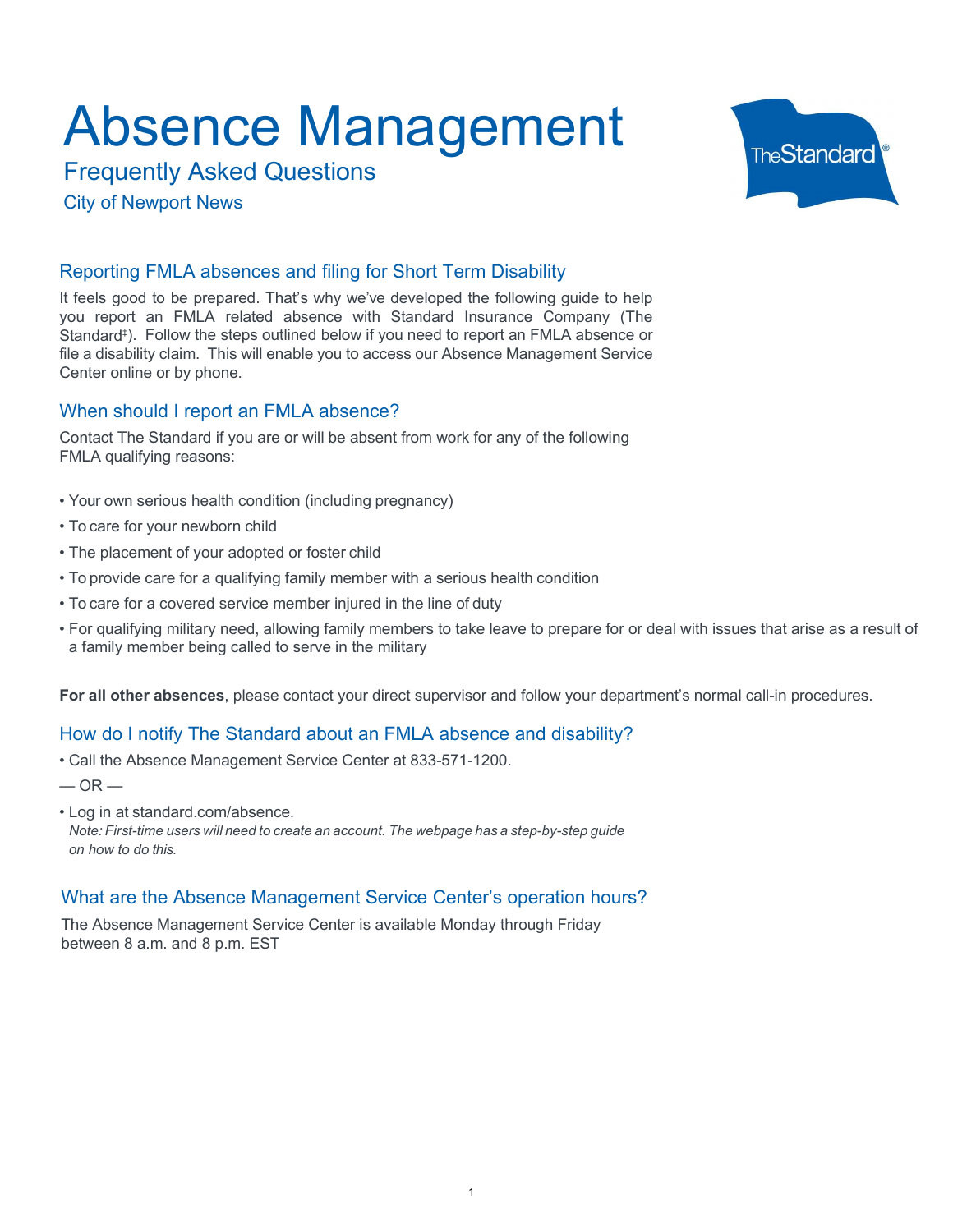# Absence Management

## Frequently Asked Questions

City of Newport News

### Reporting FMLA absences and filing for Short Term Disability

It feels good to be prepared. That's why we've developed the following guide to help you report an FMLA related absence with Standard Insurance Company (The Standard‡). Follow the steps outlined below if you need to report an FMLA absence or file a disability claim. This will enable you to access our Absence Management Service Center online or by phone.

### When should I report an FMLA absence?

Contact The Standard if you are or will be absent from work for any of the following FMLA qualifying reasons:

- Your own serious health condition (including pregnancy)
- To care for your newborn child
- The placement of your adopted or foster child
- To provide care for a qualifying family member with a serious health condition
- To care for a covered service member injured in the line of duty
- For qualifying military need, allowing family members to take leave to prepare for or deal with issues that arise as a result of a family member being called to serve in the military

**For all other absences**, please contact your direct supervisor and follow your department's normal call-in procedures.

### How do I notify The Standard about an FMLA absence and disability?

- Call the Absence Management Service Center at 833-571-1200.

— OR —

- Log in at standard.com/absence.
  *Note: First-time users will need to create an account. The webpage has a step-by-step guide on how to do this.*

### What are the Absence Management Service Center's operation hours?

The Absence Management Service Center is available Monday through Friday between 8 a.m. and 8 p.m. EST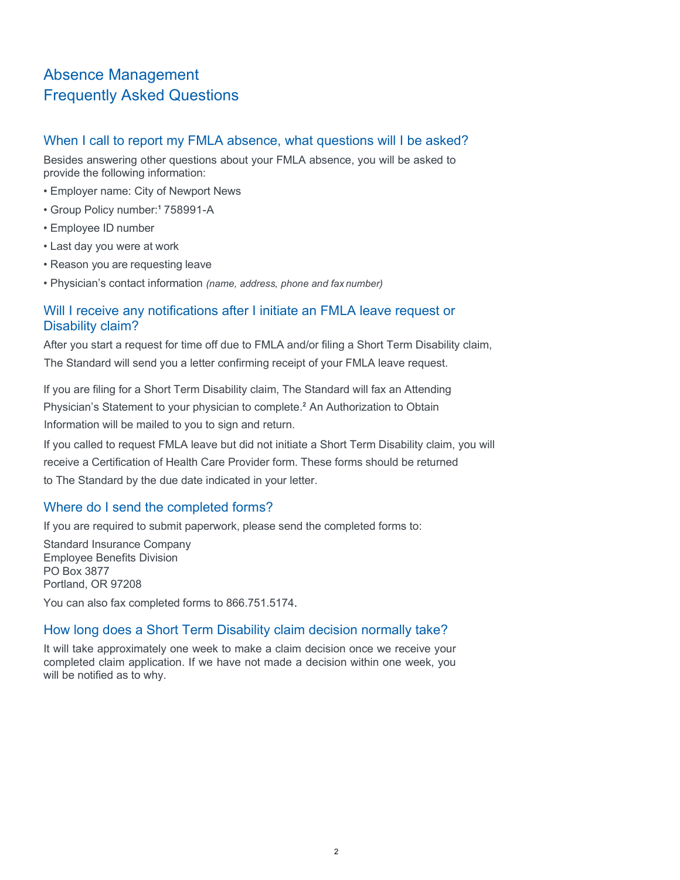# Absence Management
# Frequently Asked Questions

## When I call to report my FMLA absence, what questions will I be asked?

Besides answering other questions about your FMLA absence, you will be asked to provide the following information:

- Employer name: City of Newport News
- Group Policy number:[1] 758991-A
- Employee ID number
- Last day you were at work
- Reason you are requesting leave
- Physician's contact information *(name, address, phone and fax number)*

## Will I receive any notifications after I initiate an FMLA leave request or Disability claim?

After you start a request for time off due to FMLA and/or filing a Short Term Disability claim, The Standard will send you a letter confirming receipt of your FMLA leave request.

If you are filing for a Short Term Disability claim, The Standard will fax an Attending Physician's Statement to your physician to complete.[2] An Authorization to Obtain Information will be mailed to you to sign and return.

If you called to request FMLA leave but did not initiate a Short Term Disability claim, you will receive a Certification of Health Care Provider form. These forms should be returned to The Standard by the due date indicated in your letter.

## Where do I send the completed forms?

If you are required to submit paperwork, please send the completed forms to:

Standard Insurance Company
Employee Benefits Division
PO Box 3877
Portland, OR 97208

You can also fax completed forms to 866.751.5174.

## How long does a Short Term Disability claim decision normally take?

It will take approximately one week to make a claim decision once we receive your completed claim application. If we have not made a decision within one week, you will be notified as to why.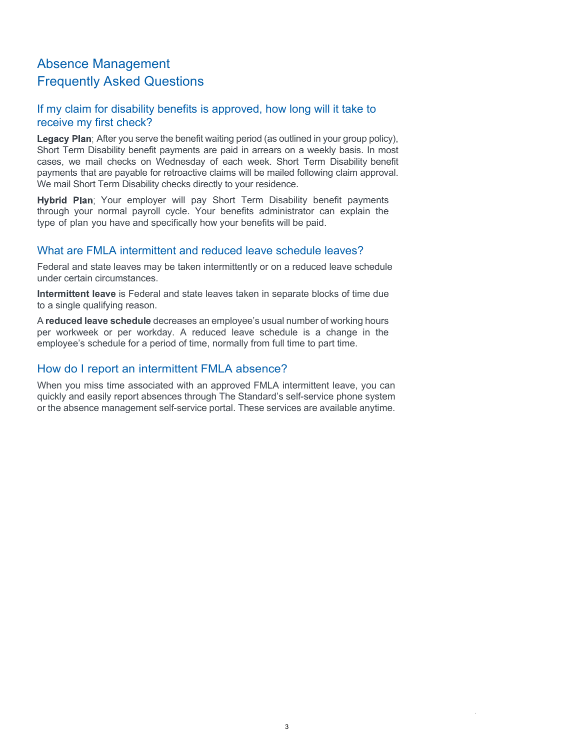# Absence Management
# Frequently Asked Questions

## If my claim for disability benefits is approved, how long will it take to receive my first check?

**Legacy Plan**; After you serve the benefit waiting period (as outlined in your group policy), Short Term Disability benefit payments are paid in arrears on a weekly basis. In most cases, we mail checks on Wednesday of each week. Short Term Disability benefit payments that are payable for retroactive claims will be mailed following claim approval. We mail Short Term Disability checks directly to your residence.

**Hybrid Plan**; Your employer will pay Short Term Disability benefit payments through your normal payroll cycle. Your benefits administrator can explain the type of plan you have and specifically how your benefits will be paid.

## What are FMLA intermittent and reduced leave schedule leaves?

Federal and state leaves may be taken intermittently or on a reduced leave schedule under certain circumstances.

**Intermittent leave** is Federal and state leaves taken in separate blocks of time due to a single qualifying reason.

A **reduced leave schedule** decreases an employee's usual number of working hours per workweek or per workday. A reduced leave schedule is a change in the employee's schedule for a period of time, normally from full time to part time.

## How do I report an intermittent FMLA absence?

When you miss time associated with an approved FMLA intermittent leave, you can quickly and easily report absences through The Standard's self-service phone system or the absence management self-service portal. These services are available anytime.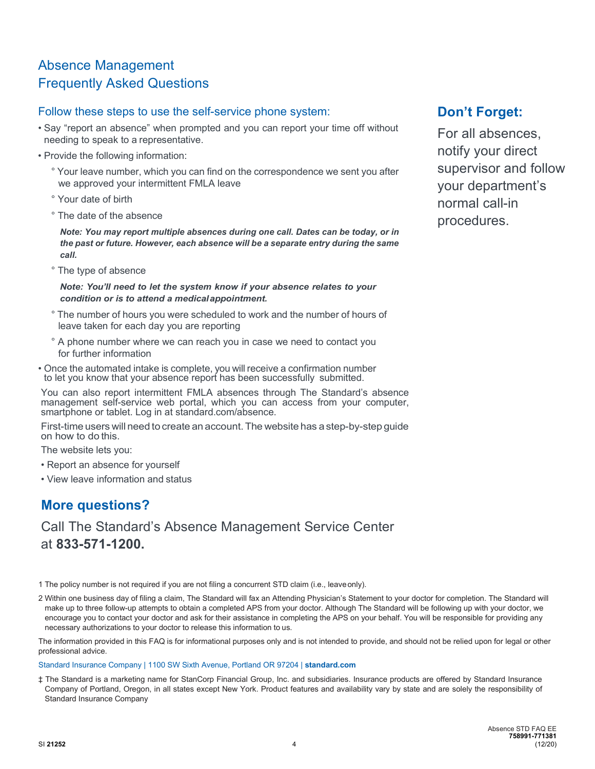# Absence Management Frequently Asked Questions

## Follow these steps to use the self-service phone system:

- Say "report an absence" when prompted and you can report your time off without needing to speak to a representative.
- Provide the following information:
  - Your leave number, which you can find on the correspondence we sent you after we approved your intermittent FMLA leave
  - Your date of birth
  - The date of the absence

    ***Note: You may report multiple absences during one call. Dates can be today, or in the past or future. However, each absence will be a separate entry during the same call.***

  - The type of absence

    ***Note: You'll need to let the system know if your absence relates to your condition or is to attend a medical appointment.***

  - The number of hours you were scheduled to work and the number of hours of leave taken for each day you are reporting
  - A phone number where we can reach you in case we need to contact you for further information
- Once the automated intake is complete, you will receive a confirmation number to let you know that your absence report has been successfully submitted.

You can also report intermittent FMLA absences through The Standard's absence management self-service web portal, which you can access from your computer, smartphone or tablet. Log in at standard.com/absence.

First-time users will need to create an account. The website has a step-by-step guide on how to do this.

The website lets you:

- Report an absence for yourself
- View leave information and status

## Don't Forget:

For all absences, notify your direct supervisor and follow your department's normal call-in procedures.

## More questions?

Call The Standard's Absence Management Service Center at **833-571-1200.**

1 The policy number is not required if you are not filing a concurrent STD claim (i.e., leave only).

2 Within one business day of filing a claim, The Standard will fax an Attending Physician's Statement to your doctor for completion. The Standard will make up to three follow-up attempts to obtain a completed APS from your doctor. Although The Standard will be following up with your doctor, we encourage you to contact your doctor and ask for their assistance in completing the APS on your behalf. You will be responsible for providing any necessary authorizations to your doctor to release this information to us.

The information provided in this FAQ is for informational purposes only and is not intended to provide, and should not be relied upon for legal or other professional advice.

Standard Insurance Company | 1100 SW Sixth Avenue, Portland OR 97204 | **standard.com**

‡ The Standard is a marketing name for StanCorp Financial Group, Inc. and subsidiaries. Insurance products are offered by Standard Insurance Company of Portland, Oregon, in all states except New York. Product features and availability vary by state and are solely the responsibility of Standard Insurance Company

SI **21252**

Absence STD FAQ EE
**758991-771381**
(12/20)